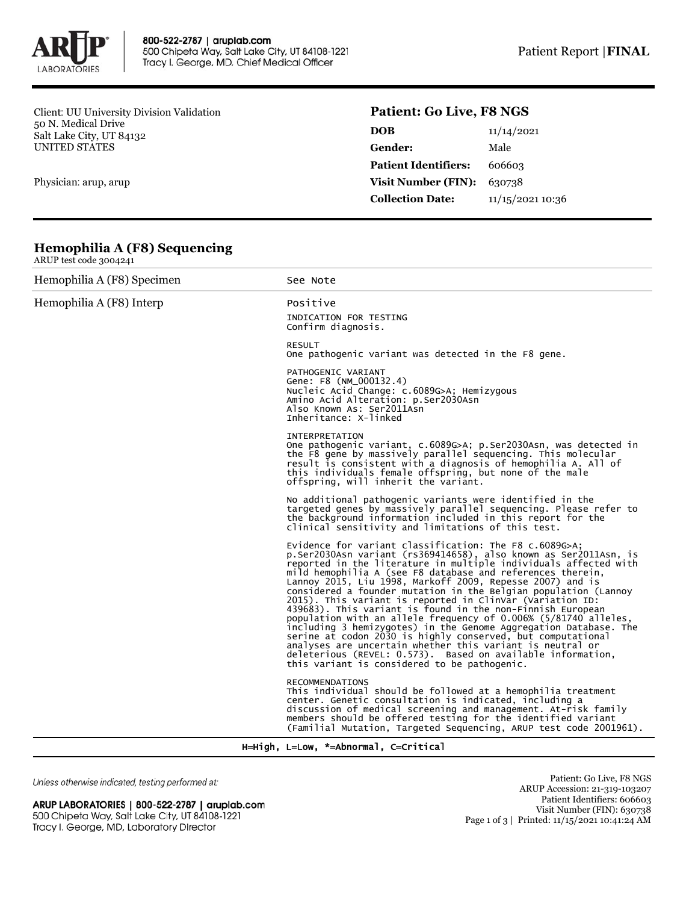800-522-2787 | aruplab.com
500 Chipeta Way, Salt Lake City, UT 84108-1221
Tracy I. George, MD, Chief Medical Officer

Patient Report | **FINAL**

Client: UU University Division Validation
50 N. Medical Drive
Salt Lake City, UT 84132
UNITED STATES

Physician: arup, arup

## Patient: Go Live, F8 NGS

| | |
|---|---|
| **DOB** | 11/14/2021 |
| **Gender:** | Male |
| **Patient Identifiers:** | 606603 |
| **Visit Number (FIN):** | 630738 |
| **Collection Date:** | 11/15/2021 10:36 |

## Hemophilia A (F8) Sequencing

ARUP test code 3004241

| | |
|---|---|
| Hemophilia A (F8) Specimen | See Note |
| Hemophilia A (F8) Interp | Positive |

INDICATION FOR TESTING
Confirm diagnosis.

RESULT
One pathogenic variant was detected in the F8 gene.

PATHOGENIC VARIANT
Gene: F8 (NM_000132.4)
Nucleic Acid Change: c.6089G>A; Hemizygous
Amino Acid Alteration: p.Ser2030Asn
Also Known As: Ser2011Asn
Inheritance: X-linked

INTERPRETATION
One pathogenic variant, c.6089G>A; p.Ser2030Asn, was detected in the F8 gene by massively parallel sequencing. This molecular result is consistent with a diagnosis of hemophilia A. All of this individuals female offspring, but none of the male offspring, will inherit the variant.

No additional pathogenic variants were identified in the targeted genes by massively parallel sequencing. Please refer to the background information included in this report for the clinical sensitivity and limitations of this test.

Evidence for variant classification: The F8 c.6089G>A; p.Ser2030Asn variant (rs369414658), also known as Ser2011Asn, is reported in the literature in multiple individuals affected with mild hemophilia A (see F8 database and references therein, Lannoy 2015, Liu 1998, Markoff 2009, Repesse 2007) and is considered a founder mutation in the Belgian population (Lannoy 2015). This variant is reported in ClinVar (Variation ID: 439683). This variant is found in the non-Finnish European population with an allele frequency of 0.006% (5/81740 alleles, including 3 hemizygotes) in the Genome Aggregation Database. The serine at codon 2030 is highly conserved, but computational analyses are uncertain whether this variant is neutral or deleterious (REVEL: 0.573). Based on available information, this variant is considered to be pathogenic.

RECOMMENDATIONS
This individual should be followed at a hemophilia treatment center. Genetic consultation is indicated, including a discussion of medical screening and management. At-risk family members should be offered testing for the identified variant (Familial Mutation, Targeted Sequencing, ARUP test code 2001961).

H=High, L=Low, *=Abnormal, C=Critical

*Unless otherwise indicated, testing performed at:*

ARUP LABORATORIES | 800-522-2787 | aruplab.com
500 Chipeta Way, Salt Lake City, UT 84108-1221
Tracy I. George, MD, Laboratory Director

Patient: Go Live, F8 NGS
ARUP Accession: 21-319-103207
Patient Identifiers: 606603
Visit Number (FIN): 630738
Printed: 11/15/2021 10:41:24 AM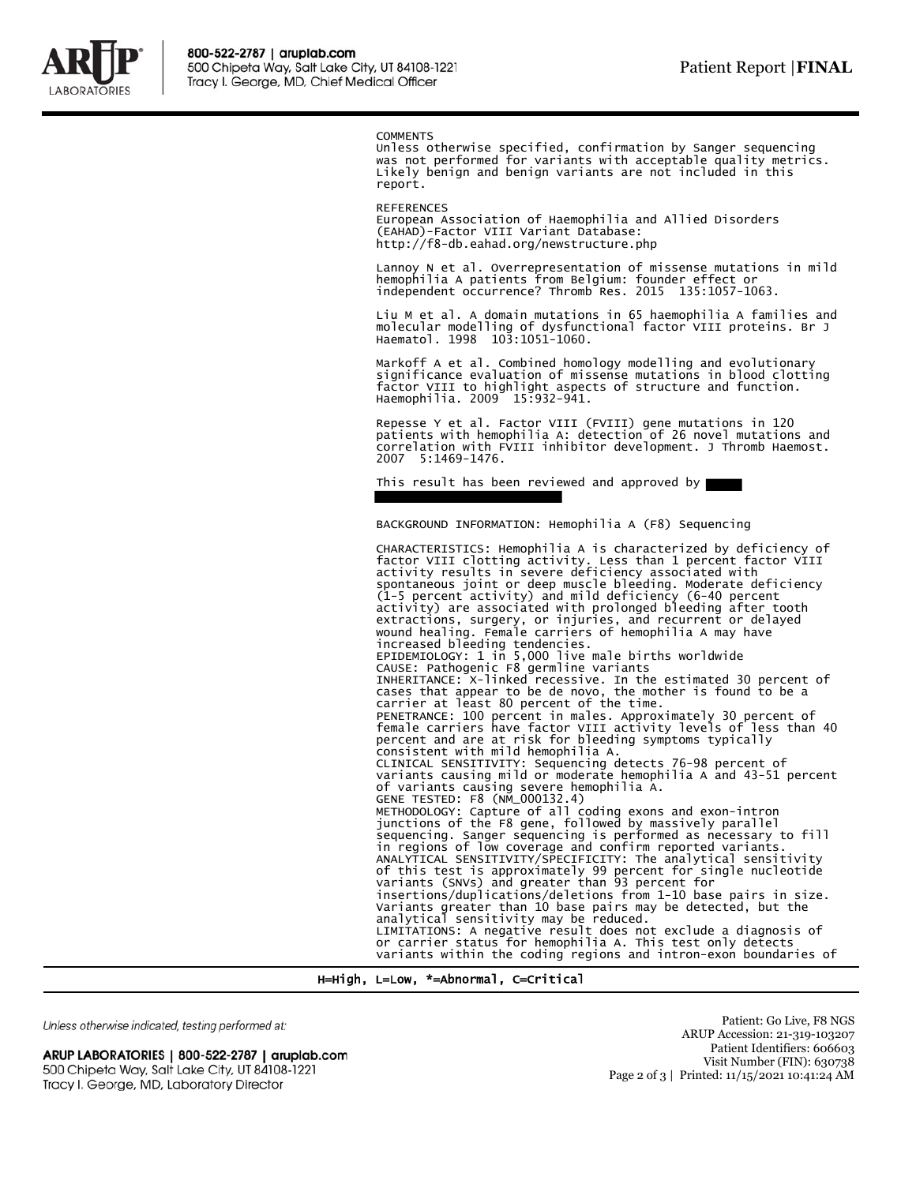COMMENTS
Unless otherwise specified, confirmation by Sanger sequencing was not performed for variants with acceptable quality metrics. Likely benign and benign variants are not included in this report.

REFERENCES
European Association of Haemophilia and Allied Disorders (EAHAD)-Factor VIII Variant Database:
http://f8-db.eahad.org/newstructure.php

Lannoy N et al. Overrepresentation of missense mutations in mild hemophilia A patients from Belgium: founder effect or independent occurrence? Thromb Res. 2015 135:1057-1063.

Liu M et al. A domain mutations in 65 haemophilia A families and molecular modelling of dysfunctional factor VIII proteins. Br J Haematol. 1998 103:1051-1060.

Markoff A et al. Combined homology modelling and evolutionary significance evaluation of missense mutations in blood clotting factor VIII to highlight aspects of structure and function. Haemophilia. 2009 15:932-941.

Repesse Y et al. Factor VIII (FVIII) gene mutations in 120 patients with hemophilia A: detection of 26 novel mutations and correlation with FVIII inhibitor development. J Thromb Haemost. 2007 5:1469-1476.

This result has been reviewed and approved by

BACKGROUND INFORMATION: Hemophilia A (F8) Sequencing

CHARACTERISTICS: Hemophilia A is characterized by deficiency of factor VIII clotting activity. Less than 1 percent factor VIII activity results in severe deficiency associated with spontaneous joint or deep muscle bleeding. Moderate deficiency (1-5 percent activity) and mild deficiency (6-40 percent activity) are associated with prolonged bleeding after tooth extractions, surgery, or injuries, and recurrent or delayed wound healing. Female carriers of hemophilia A may have increased bleeding tendencies.
EPIDEMIOLOGY: 1 in 5,000 live male births worldwide
CAUSE: Pathogenic F8 germline variants
INHERITANCE: X-linked recessive. In the estimated 30 percent of cases that appear to be de novo, the mother is found to be a carrier at least 80 percent of the time.
PENETRANCE: 100 percent in males. Approximately 30 percent of female carriers have factor VIII activity levels of less than 40 percent and are at risk for bleeding symptoms typically consistent with mild hemophilia A.
CLINICAL SENSITIVITY: Sequencing detects 76-98 percent of variants causing mild or moderate hemophilia A and 43-51 percent of variants causing severe hemophilia A.
GENE TESTED: F8 (NM_000132.4)
METHODOLOGY: Capture of all coding exons and exon-intron junctions of the F8 gene, followed by massively parallel sequencing. Sanger sequencing is performed as necessary to fill in regions of low coverage and confirm reported variants.
ANALYTICAL SENSITIVITY/SPECIFICITY: The analytical sensitivity of this test is approximately 99 percent for single nucleotide variants (SNVs) and greater than 93 percent for insertions/duplications/deletions from 1-10 base pairs in size. Variants greater than 10 base pairs may be detected, but the analytical sensitivity may be reduced.
LIMITATIONS: A negative result does not exclude a diagnosis of or carrier status for hemophilia A. This test only detects variants within the coding regions and intron-exon boundaries of

H=High, L=Low, *=Abnormal, C=Critical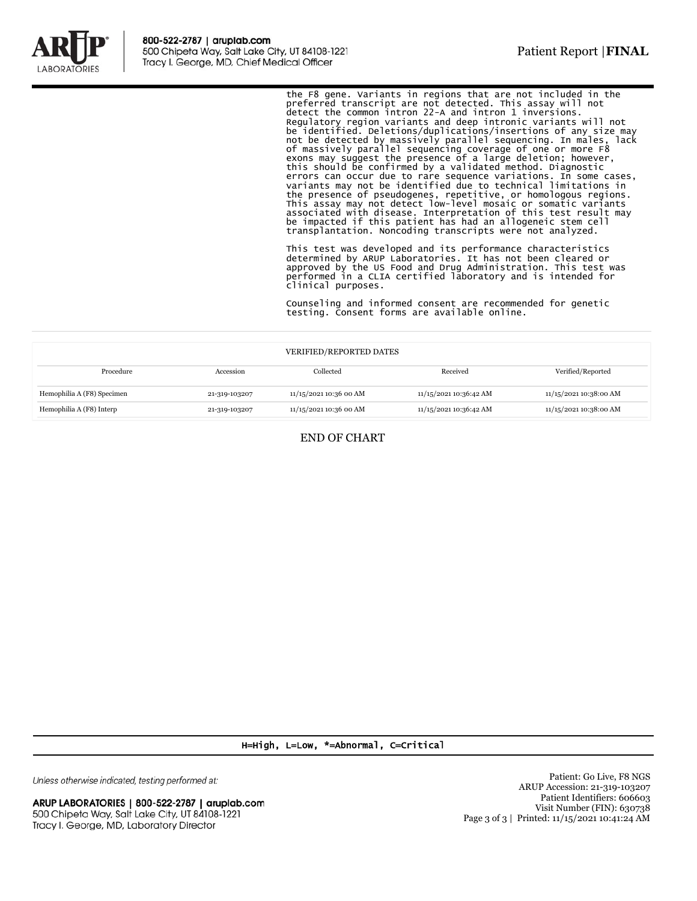the F8 gene. Variants in regions that are not included in the preferred transcript are not detected. This assay will not detect the common intron 22-A and intron 1 inversions. Regulatory region variants and deep intronic variants will not be identified. Deletions/duplications/insertions of any size may not be detected by massively parallel sequencing. In males, lack of massively parallel sequencing coverage of one or more F8 exons may suggest the presence of a large deletion; however, this should be confirmed by a validated method. Diagnostic errors can occur due to rare sequence variations. In some cases, variants may not be identified due to technical limitations in the presence of pseudogenes, repetitive, or homologous regions. This assay may not detect low-level mosaic or somatic variants associated with disease. Interpretation of this test result may be impacted if this patient has had an allogeneic stem cell transplantation. Noncoding transcripts were not analyzed.

This test was developed and its performance characteristics determined by ARUP Laboratories. It has not been cleared or approved by the US Food and Drug Administration. This test was performed in a CLIA certified laboratory and is intended for clinical purposes.

Counseling and informed consent are recommended for genetic testing. Consent forms are available online.

VERIFIED/REPORTED DATES

| Procedure | Accession | Collected | Received | Verified/Reported |
|---|---|---|---|---|
| Hemophilia A (F8) Specimen | 21-319-103207 | 11/15/2021 10:36 00 AM | 11/15/2021 10:36:42 AM | 11/15/2021 10:38:00 AM |
| Hemophilia A (F8) Interp | 21-319-103207 | 11/15/2021 10:36 00 AM | 11/15/2021 10:36:42 AM | 11/15/2021 10:38:00 AM |

END OF CHART

H=High, L=Low, *=Abnormal, C=Critical

*Unless otherwise indicated, testing performed at:*

**ARUP LABORATORIES | 800-522-2787 | aruplab.com**
500 Chipeta Way, Salt Lake City, UT 84108-1221
Tracy I. George, MD, Laboratory Director

Patient: Go Live, F8 NGS
ARUP Accession: 21-319-103207
Patient Identifiers: 606603
Visit Number (FIN): 630738
Printed: 11/15/2021 10:41:24 AM